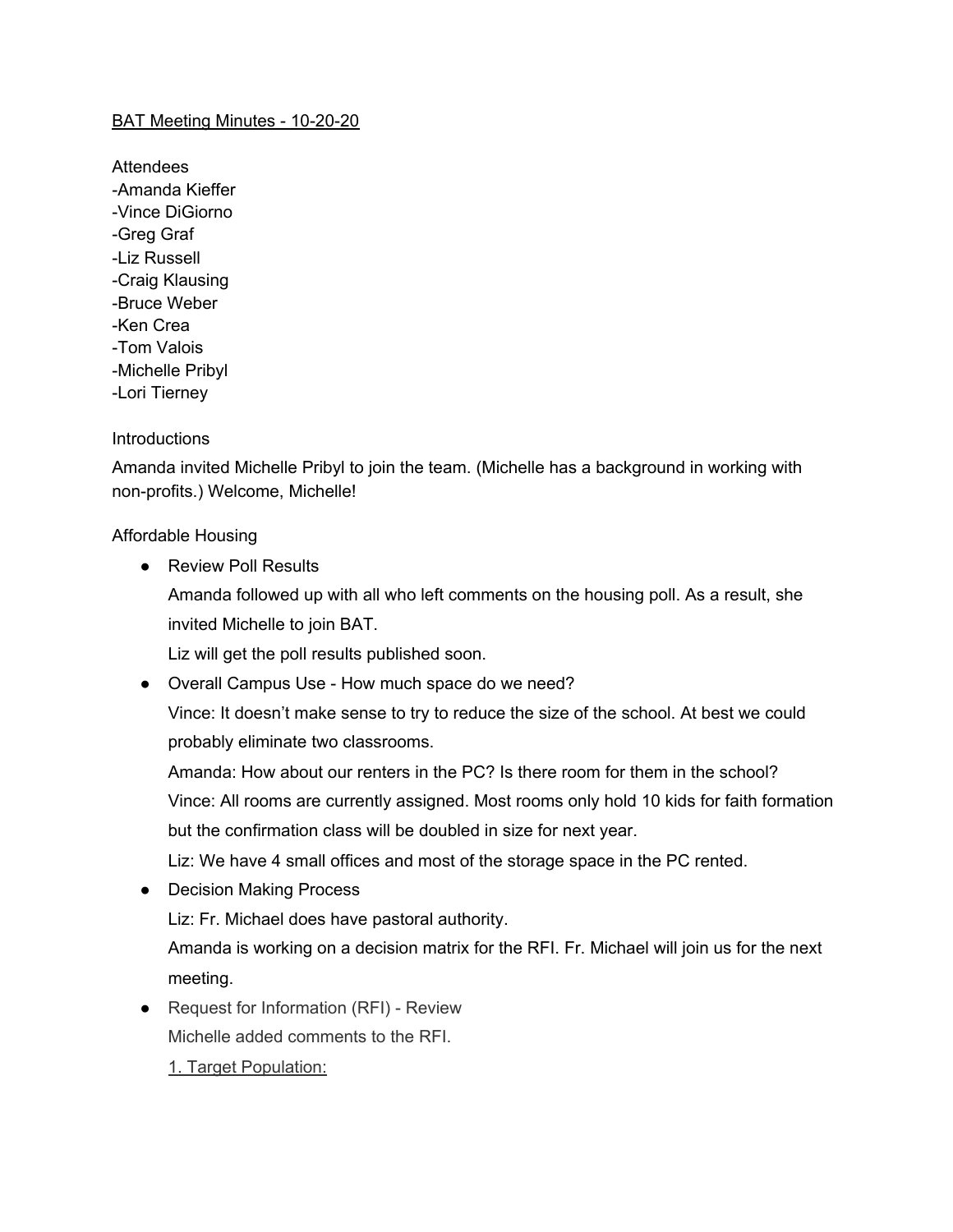<u>BAT Meeting Minutes - 10-20-20</u>

Attendees

-Amanda Kieffer
-Vince DiGiorno
-Greg Graf
-Liz Russell
-Craig Klausing
-Bruce Weber
-Ken Crea
-Tom Valois
-Michelle Pribyl
-Lori Tierney

Introductions

Amanda invited Michelle Pribyl to join the team. (Michelle has a background in working with non-profits.) Welcome, Michelle!

Affordable Housing

- Review Poll Results

  Amanda followed up with all who left comments on the housing poll. As a result, she invited Michelle to join BAT.

  Liz will get the poll results published soon.

- Overall Campus Use - How much space do we need?

  Vince: It doesn't make sense to try to reduce the size of the school. At best we could probably eliminate two classrooms.

  Amanda: How about our renters in the PC? Is there room for them in the school?

  Vince: All rooms are currently assigned. Most rooms only hold 10 kids for faith formation but the confirmation class will be doubled in size for next year.

  Liz: We have 4 small offices and most of the storage space in the PC rented.

- Decision Making Process

  Liz: Fr. Michael does have pastoral authority.

  Amanda is working on a decision matrix for the RFI. Fr. Michael will join us for the next meeting.

- Request for Information (RFI) - Review

  Michelle added comments to the RFI.

  <u>1. Target Population:</u>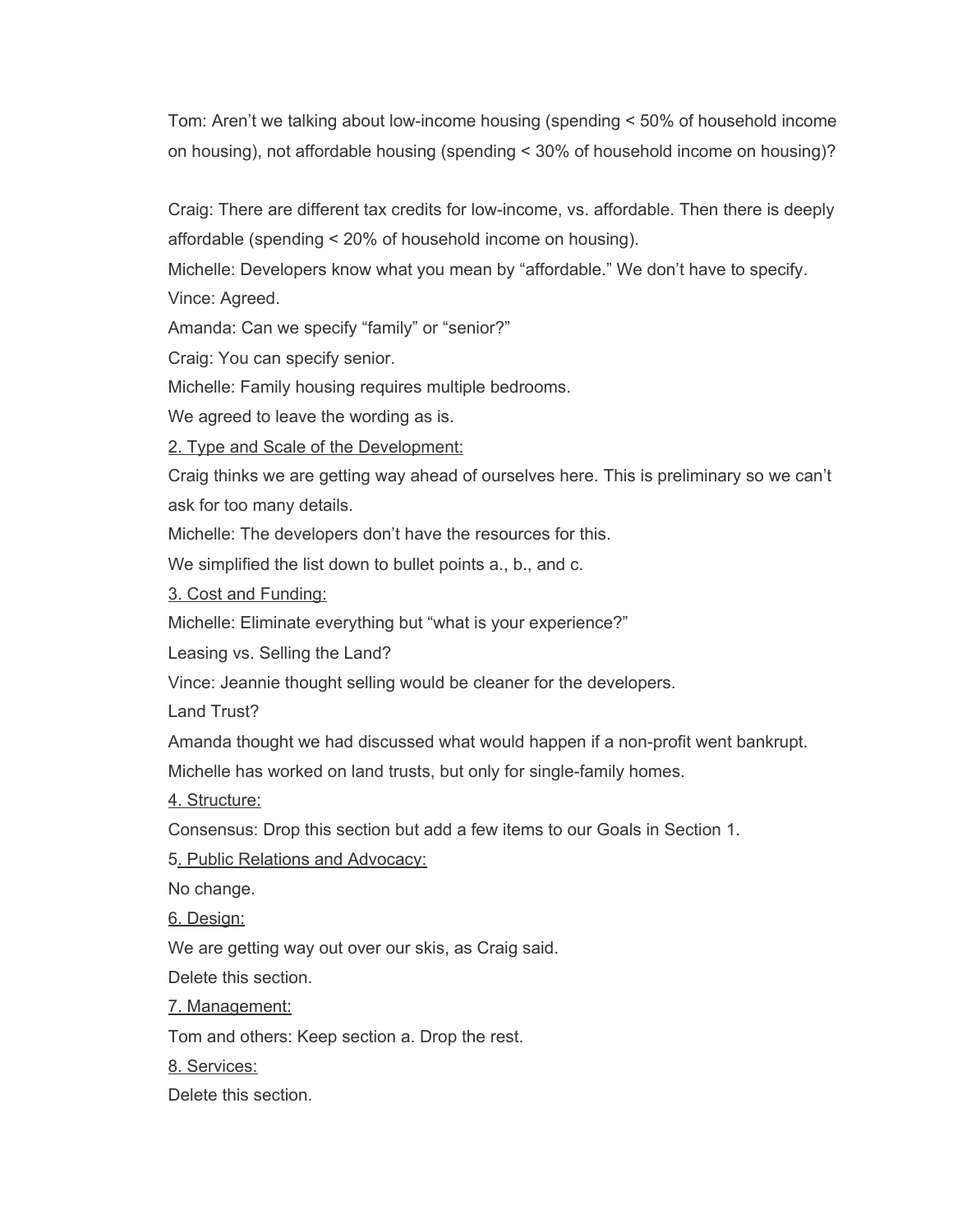Tom: Aren't we talking about low-income housing (spending < 50% of household income on housing), not affordable housing (spending < 30% of household income on housing)?

Craig: There are different tax credits for low-income, vs. affordable. Then there is deeply affordable (spending < 20% of household income on housing).

Michelle: Developers know what you mean by "affordable." We don't have to specify.

Vince: Agreed.

Amanda: Can we specify "family" or "senior?"

Craig: You can specify senior.

Michelle: Family housing requires multiple bedrooms.

We agreed to leave the wording as is.

<u>2. Type and Scale of the Development:</u>

Craig thinks we are getting way ahead of ourselves here. This is preliminary so we can't ask for too many details.

Michelle: The developers don't have the resources for this.

We simplified the list down to bullet points a., b., and c.

<u>3. Cost and Funding:</u>

Michelle: Eliminate everything but "what is your experience?"

Leasing vs. Selling the Land?

Vince: Jeannie thought selling would be cleaner for the developers.

Land Trust?

Amanda thought we had discussed what would happen if a non-profit went bankrupt.

Michelle has worked on land trusts, but only for single-family homes.

<u>4. Structure:</u>

Consensus: Drop this section but add a few items to our Goals in Section 1.

5<u>. Public Relations and Advocacy:</u>

No change.

<u>6. Design:</u>

We are getting way out over our skis, as Craig said.

Delete this section.

<u>7. Management:</u>

Tom and others: Keep section a. Drop the rest.

<u>8. Services:</u>

Delete this section.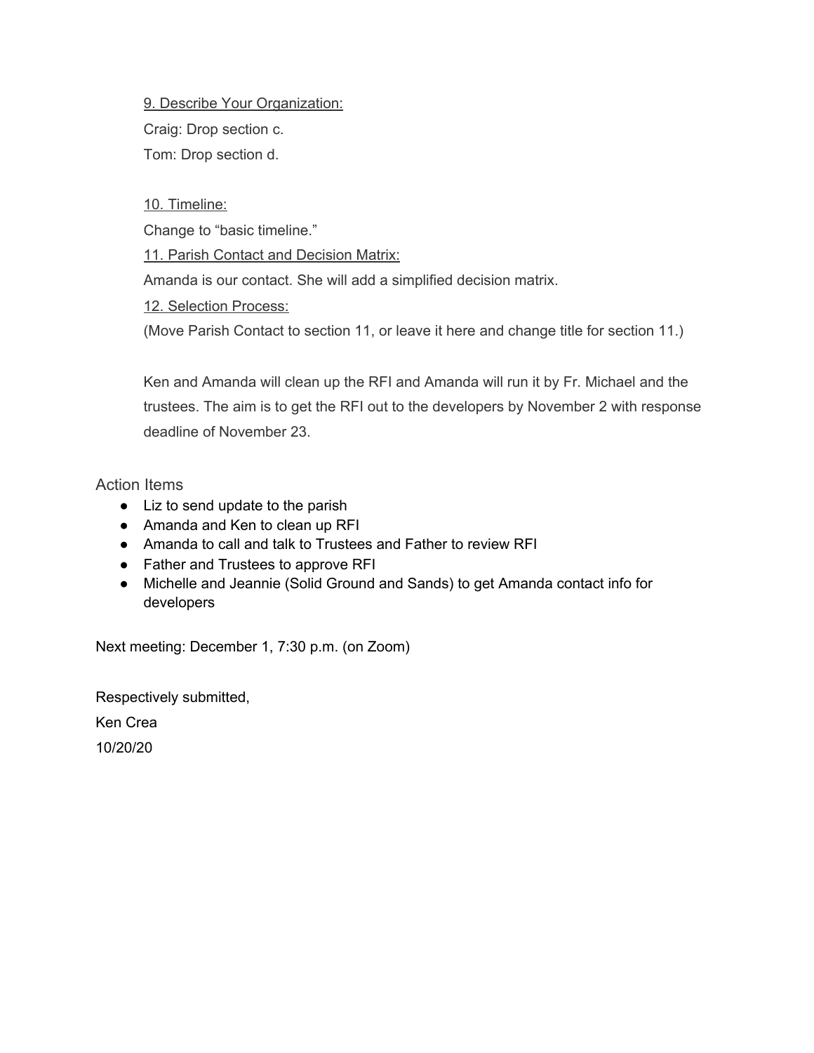<u>9. Describe Your Organization:</u>

Craig: Drop section c.

Tom: Drop section d.

<u>10. Timeline:</u>

Change to "basic timeline."

<u>11. Parish Contact and Decision Matrix:</u>

Amanda is our contact. She will add a simplified decision matrix.

<u>12. Selection Process:</u>

(Move Parish Contact to section 11, or leave it here and change title for section 11.)

Ken and Amanda will clean up the RFI and Amanda will run it by Fr. Michael and the trustees. The aim is to get the RFI out to the developers by November 2 with response deadline of November 23.

## Action Items

- Liz to send update to the parish
- Amanda and Ken to clean up RFI
- Amanda to call and talk to Trustees and Father to review RFI
- Father and Trustees to approve RFI
- Michelle and Jeannie (Solid Ground and Sands) to get Amanda contact info for developers

Next meeting: December 1, 7:30 p.m. (on Zoom)

Respectively submitted,

Ken Crea

10/20/20